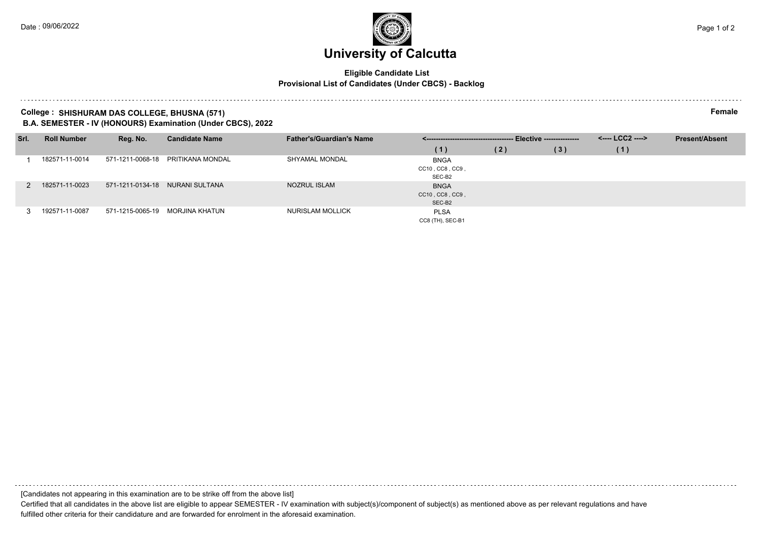Date : 09/06/2022

# University of Calcutta

**Eligible Candidate List**

**Provisional List of Candidates (Under CBCS) - Backlog**

**College : SHISHURAM DAS COLLEGE, BHUSNA (571)** **Female**

**B.A. SEMESTER - IV (HONOURS) Examination (Under CBCS), 2022**

| Srl. | Roll Number | Reg. No. | Candidate Name | Father's/Guardian's Name | <---------- Elective ----------> | | | <---- LCC2 ----> | Present/Absent |
|---|---|---|---|---|---|---|---|---|---|
| | | | | | (1) | (2) | (3) | (1) | |
| 1 | 182571-11-0014 | 571-1211-0068-18 | PRITIKANA MONDAL | SHYAMAL MONDAL | BNGA CC10 , CC8 , CC9 , SEC-B2 | | | | |
| 2 | 182571-11-0023 | 571-1211-0134-18 | NURANI SULTANA | NOZRUL ISLAM | BNGA CC10 , CC8 , CC9 , SEC-B2 | | | | |
| 3 | 192571-11-0087 | 571-1215-0065-19 | MORJINA KHATUN | NURISLAM MOLLICK | PLSA CC8 (TH), SEC-B1 | | | | |

[Candidates not appearing in this examination are to be strike off from the above list]

Certified that all candidates in the above list are eligible to appear SEMESTER - IV examination with subject(s)/component of subject(s) as mentioned above as per relevant regulations and have fulfilled other criteria for their candidature and are forwarded for enrolment in the aforesaid examination.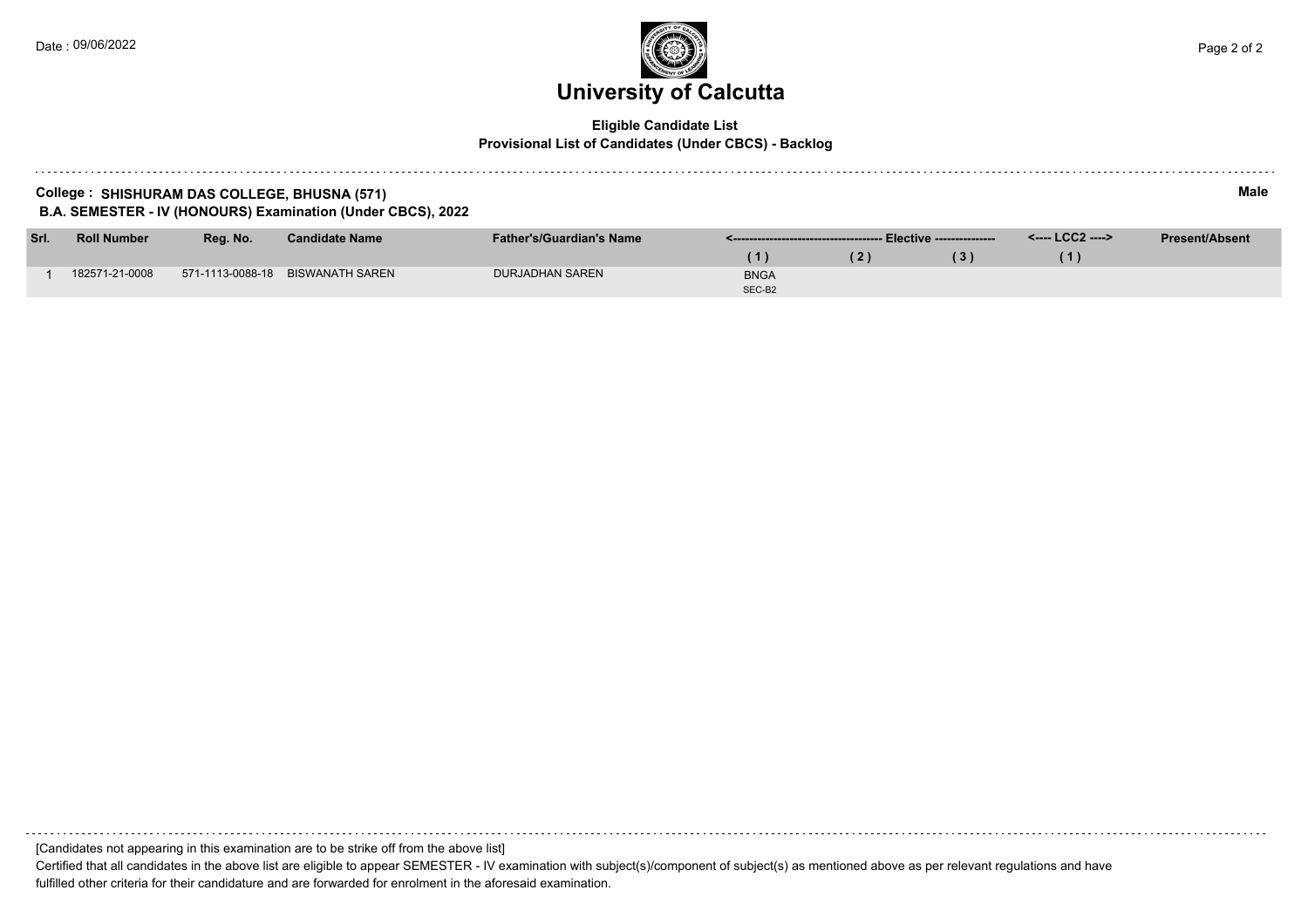# University of Calcutta

**Eligible Candidate List**
**Provisional List of Candidates (Under CBCS) - Backlog**

**College : SHISHURAM DAS COLLEGE, BHUSNA (571)** **Male**
**B.A. SEMESTER - IV (HONOURS) Examination (Under CBCS), 2022**

| Srl. | Roll Number | Reg. No. | Candidate Name | Father's/Guardian's Name | <------------------------------------ Elective -------------- | | | <---- LCC2 ----> | Present/Absent |
|---|---|---|---|---|---|---|---|---|---|
| | | | | | ( 1 ) | ( 2 ) | ( 3 ) | ( 1 ) | |
| 1 | 182571-21-0008 | 571-1113-0088-18 | BISWANATH SAREN | DURJADHAN SAREN | BNGA SEC-B2 | | | | |

[Candidates not appearing in this examination are to be strike off from the above list]

Certified that all candidates in the above list are eligible to appear SEMESTER - IV examination with subject(s)/component of subject(s) as mentioned above as per relevant regulations and have fulfilled other criteria for their candidature and are forwarded for enrolment in the aforesaid examination.